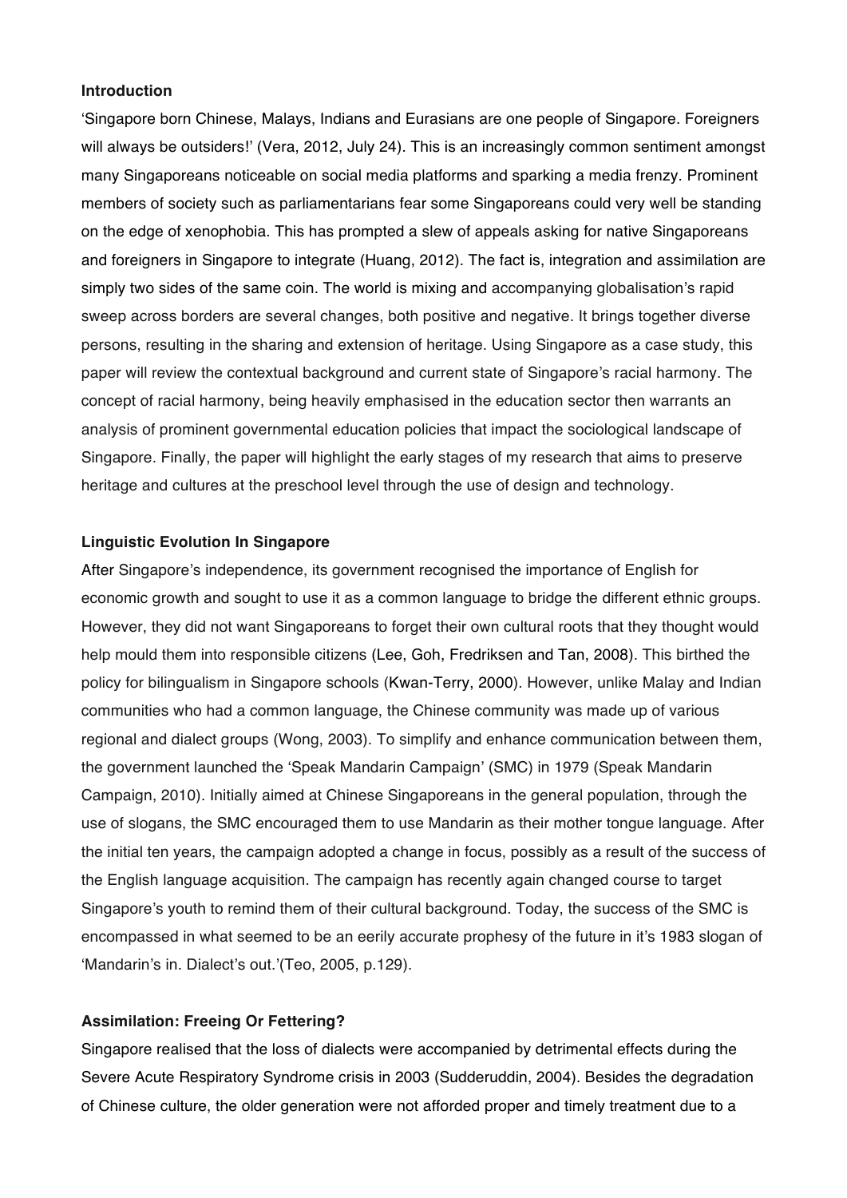**Introduction**

'Singapore born Chinese, Malays, Indians and Eurasians are one people of Singapore. Foreigners will always be outsiders!' (Vera, 2012, July 24). This is an increasingly common sentiment amongst many Singaporeans noticeable on social media platforms and sparking a media frenzy. Prominent members of society such as parliamentarians fear some Singaporeans could very well be standing on the edge of xenophobia. This has prompted a slew of appeals asking for native Singaporeans and foreigners in Singapore to integrate (Huang, 2012). The fact is, integration and assimilation are simply two sides of the same coin. The world is mixing and accompanying globalisation's rapid sweep across borders are several changes, both positive and negative. It brings together diverse persons, resulting in the sharing and extension of heritage. Using Singapore as a case study, this paper will review the contextual background and current state of Singapore's racial harmony. The concept of racial harmony, being heavily emphasised in the education sector then warrants an analysis of prominent governmental education policies that impact the sociological landscape of Singapore. Finally, the paper will highlight the early stages of my research that aims to preserve heritage and cultures at the preschool level through the use of design and technology.

**Linguistic Evolution In Singapore**

After Singapore's independence, its government recognised the importance of English for economic growth and sought to use it as a common language to bridge the different ethnic groups. However, they did not want Singaporeans to forget their own cultural roots that they thought would help mould them into responsible citizens (Lee, Goh, Fredriksen and Tan, 2008). This birthed the policy for bilingualism in Singapore schools (Kwan-Terry, 2000). However, unlike Malay and Indian communities who had a common language, the Chinese community was made up of various regional and dialect groups (Wong, 2003). To simplify and enhance communication between them, the government launched the 'Speak Mandarin Campaign' (SMC) in 1979 (Speak Mandarin Campaign, 2010). Initially aimed at Chinese Singaporeans in the general population, through the use of slogans, the SMC encouraged them to use Mandarin as their mother tongue language. After the initial ten years, the campaign adopted a change in focus, possibly as a result of the success of the English language acquisition. The campaign has recently again changed course to target Singapore's youth to remind them of their cultural background. Today, the success of the SMC is encompassed in what seemed to be an eerily accurate prophesy of the future in it's 1983 slogan of 'Mandarin's in. Dialect's out.'(Teo, 2005, p.129).

**Assimilation: Freeing Or Fettering?**

Singapore realised that the loss of dialects were accompanied by detrimental effects during the Severe Acute Respiratory Syndrome crisis in 2003 (Sudderuddin, 2004). Besides the degradation of Chinese culture, the older generation were not afforded proper and timely treatment due to a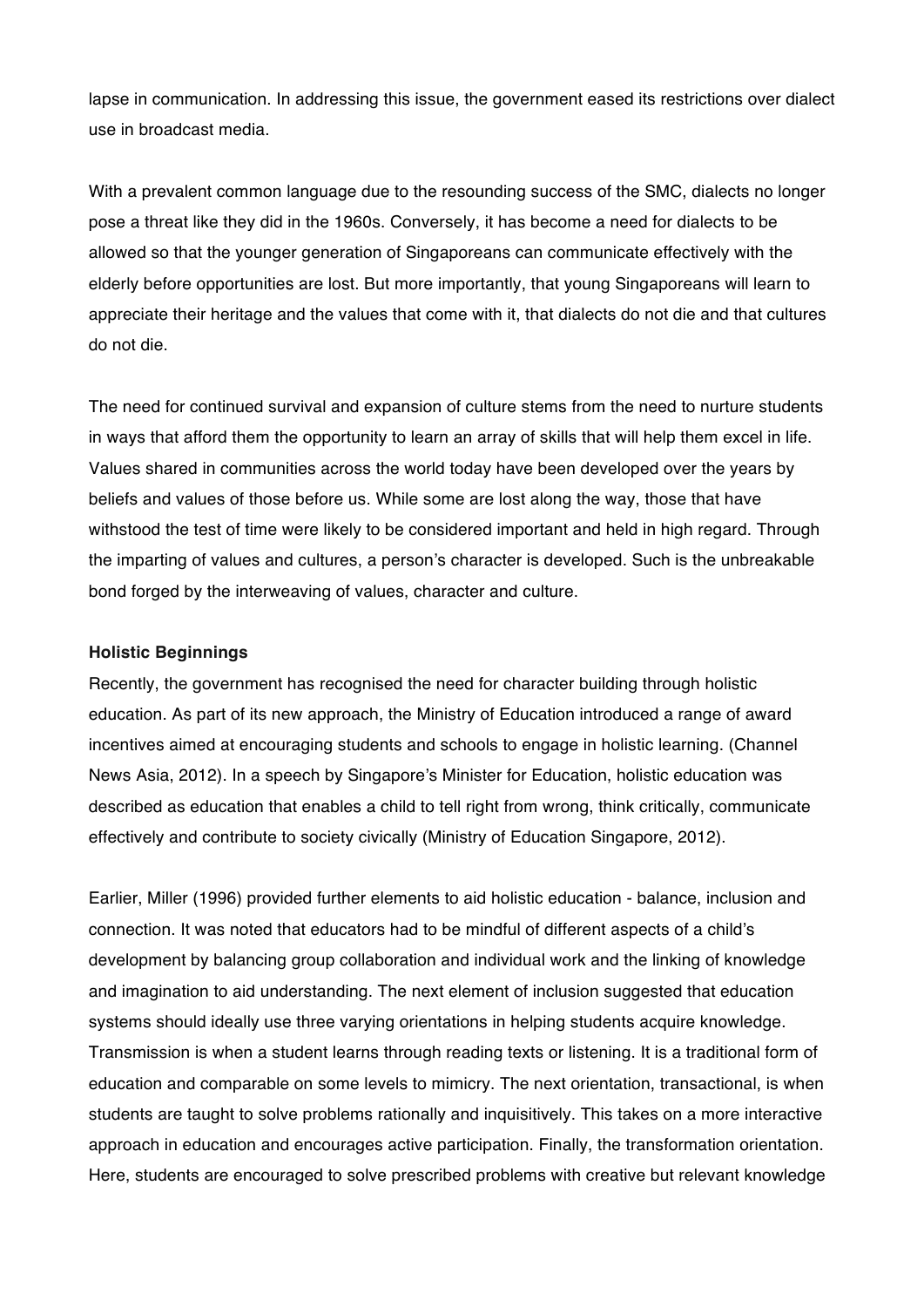lapse in communication. In addressing this issue, the government eased its restrictions over dialect use in broadcast media.

With a prevalent common language due to the resounding success of the SMC, dialects no longer pose a threat like they did in the 1960s. Conversely, it has become a need for dialects to be allowed so that the younger generation of Singaporeans can communicate effectively with the elderly before opportunities are lost. But more importantly, that young Singaporeans will learn to appreciate their heritage and the values that come with it, that dialects do not die and that cultures do not die.

The need for continued survival and expansion of culture stems from the need to nurture students in ways that afford them the opportunity to learn an array of skills that will help them excel in life. Values shared in communities across the world today have been developed over the years by beliefs and values of those before us. While some are lost along the way, those that have withstood the test of time were likely to be considered important and held in high regard. Through the imparting of values and cultures, a person's character is developed. Such is the unbreakable bond forged by the interweaving of values, character and culture.

**Holistic Beginnings**

Recently, the government has recognised the need for character building through holistic education. As part of its new approach, the Ministry of Education introduced a range of award incentives aimed at encouraging students and schools to engage in holistic learning. (Channel News Asia, 2012). In a speech by Singapore's Minister for Education, holistic education was described as education that enables a child to tell right from wrong, think critically, communicate effectively and contribute to society civically (Ministry of Education Singapore, 2012).

Earlier, Miller (1996) provided further elements to aid holistic education - balance, inclusion and connection. It was noted that educators had to be mindful of different aspects of a child's development by balancing group collaboration and individual work and the linking of knowledge and imagination to aid understanding. The next element of inclusion suggested that education systems should ideally use three varying orientations in helping students acquire knowledge. Transmission is when a student learns through reading texts or listening. It is a traditional form of education and comparable on some levels to mimicry. The next orientation, transactional, is when students are taught to solve problems rationally and inquisitively. This takes on a more interactive approach in education and encourages active participation. Finally, the transformation orientation. Here, students are encouraged to solve prescribed problems with creative but relevant knowledge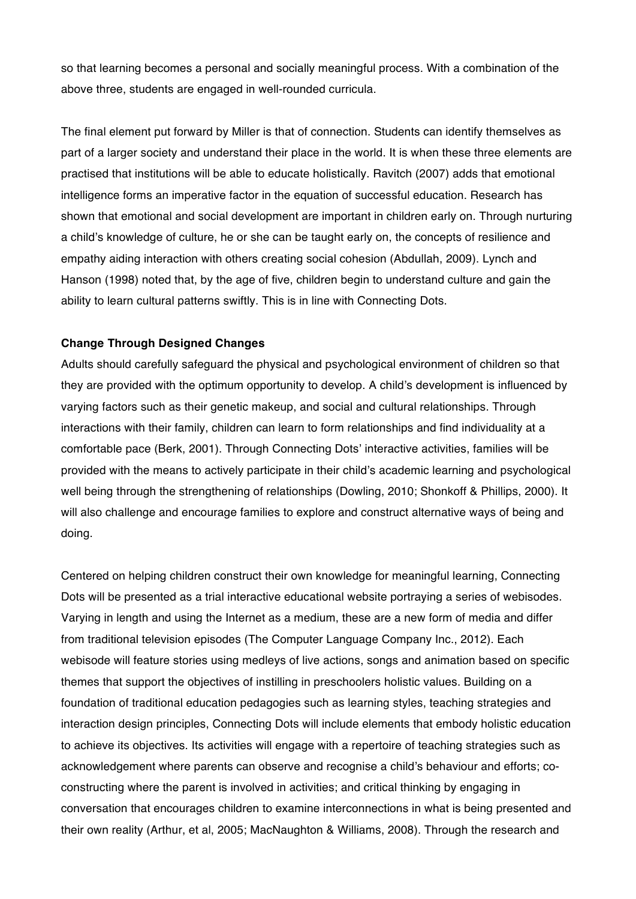so that learning becomes a personal and socially meaningful process. With a combination of the above three, students are engaged in well-rounded curricula.

The final element put forward by Miller is that of connection. Students can identify themselves as part of a larger society and understand their place in the world. It is when these three elements are practised that institutions will be able to educate holistically. Ravitch (2007) adds that emotional intelligence forms an imperative factor in the equation of successful education. Research has shown that emotional and social development are important in children early on. Through nurturing a child's knowledge of culture, he or she can be taught early on, the concepts of resilience and empathy aiding interaction with others creating social cohesion (Abdullah, 2009). Lynch and Hanson (1998) noted that, by the age of five, children begin to understand culture and gain the ability to learn cultural patterns swiftly. This is in line with Connecting Dots.

**Change Through Designed Changes**

Adults should carefully safeguard the physical and psychological environment of children so that they are provided with the optimum opportunity to develop. A child's development is influenced by varying factors such as their genetic makeup, and social and cultural relationships. Through interactions with their family, children can learn to form relationships and find individuality at a comfortable pace (Berk, 2001). Through Connecting Dots' interactive activities, families will be provided with the means to actively participate in their child's academic learning and psychological well being through the strengthening of relationships (Dowling, 2010; Shonkoff & Phillips, 2000). It will also challenge and encourage families to explore and construct alternative ways of being and doing.

Centered on helping children construct their own knowledge for meaningful learning, Connecting Dots will be presented as a trial interactive educational website portraying a series of webisodes. Varying in length and using the Internet as a medium, these are a new form of media and differ from traditional television episodes (The Computer Language Company Inc., 2012). Each webisode will feature stories using medleys of live actions, songs and animation based on specific themes that support the objectives of instilling in preschoolers holistic values. Building on a foundation of traditional education pedagogies such as learning styles, teaching strategies and interaction design principles, Connecting Dots will include elements that embody holistic education to achieve its objectives. Its activities will engage with a repertoire of teaching strategies such as acknowledgement where parents can observe and recognise a child's behaviour and efforts; co-constructing where the parent is involved in activities; and critical thinking by engaging in conversation that encourages children to examine interconnections in what is being presented and their own reality (Arthur, et al, 2005; MacNaughton & Williams, 2008). Through the research and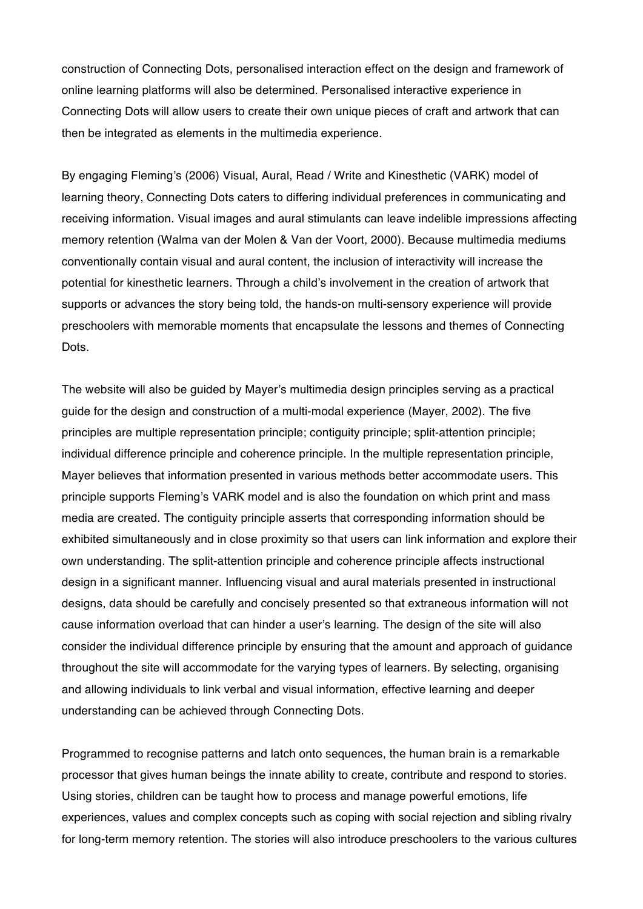construction of Connecting Dots, personalised interaction effect on the design and framework of online learning platforms will also be determined. Personalised interactive experience in Connecting Dots will allow users to create their own unique pieces of craft and artwork that can then be integrated as elements in the multimedia experience.

By engaging Fleming's (2006) Visual, Aural, Read / Write and Kinesthetic (VARK) model of learning theory, Connecting Dots caters to differing individual preferences in communicating and receiving information. Visual images and aural stimulants can leave indelible impressions affecting memory retention (Walma van der Molen & Van der Voort, 2000). Because multimedia mediums conventionally contain visual and aural content, the inclusion of interactivity will increase the potential for kinesthetic learners. Through a child's involvement in the creation of artwork that supports or advances the story being told, the hands-on multi-sensory experience will provide preschoolers with memorable moments that encapsulate the lessons and themes of Connecting Dots.

The website will also be guided by Mayer's multimedia design principles serving as a practical guide for the design and construction of a multi-modal experience (Mayer, 2002). The five principles are multiple representation principle; contiguity principle; split-attention principle; individual difference principle and coherence principle. In the multiple representation principle, Mayer believes that information presented in various methods better accommodate users. This principle supports Fleming's VARK model and is also the foundation on which print and mass media are created. The contiguity principle asserts that corresponding information should be exhibited simultaneously and in close proximity so that users can link information and explore their own understanding. The split-attention principle and coherence principle affects instructional design in a significant manner. Influencing visual and aural materials presented in instructional designs, data should be carefully and concisely presented so that extraneous information will not cause information overload that can hinder a user's learning. The design of the site will also consider the individual difference principle by ensuring that the amount and approach of guidance throughout the site will accommodate for the varying types of learners. By selecting, organising and allowing individuals to link verbal and visual information, effective learning and deeper understanding can be achieved through Connecting Dots.

Programmed to recognise patterns and latch onto sequences, the human brain is a remarkable processor that gives human beings the innate ability to create, contribute and respond to stories. Using stories, children can be taught how to process and manage powerful emotions, life experiences, values and complex concepts such as coping with social rejection and sibling rivalry for long-term memory retention. The stories will also introduce preschoolers to the various cultures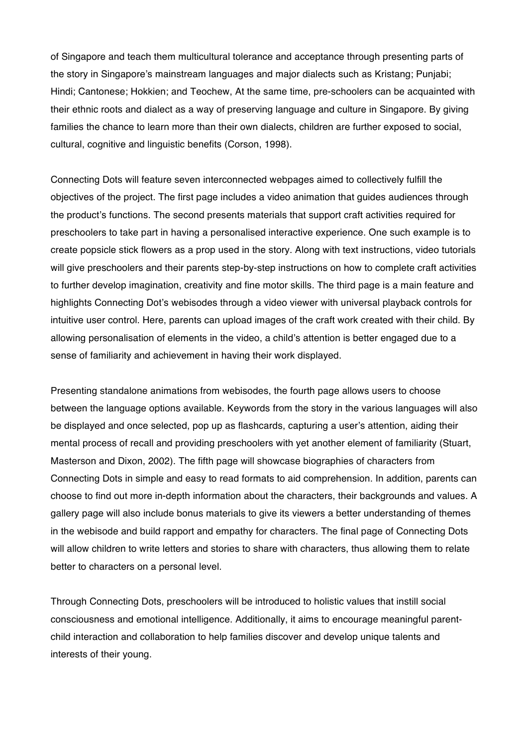of Singapore and teach them multicultural tolerance and acceptance through presenting parts of the story in Singapore's mainstream languages and major dialects such as Kristang; Punjabi; Hindi; Cantonese; Hokkien; and Teochew, At the same time, pre-schoolers can be acquainted with their ethnic roots and dialect as a way of preserving language and culture in Singapore. By giving families the chance to learn more than their own dialects, children are further exposed to social, cultural, cognitive and linguistic benefits (Corson, 1998).

Connecting Dots will feature seven interconnected webpages aimed to collectively fulfill the objectives of the project. The first page includes a video animation that guides audiences through the product's functions. The second presents materials that support craft activities required for preschoolers to take part in having a personalised interactive experience. One such example is to create popsicle stick flowers as a prop used in the story. Along with text instructions, video tutorials will give preschoolers and their parents step-by-step instructions on how to complete craft activities to further develop imagination, creativity and fine motor skills. The third page is a main feature and highlights Connecting Dot's webisodes through a video viewer with universal playback controls for intuitive user control. Here, parents can upload images of the craft work created with their child. By allowing personalisation of elements in the video, a child's attention is better engaged due to a sense of familiarity and achievement in having their work displayed.

Presenting standalone animations from webisodes, the fourth page allows users to choose between the language options available. Keywords from the story in the various languages will also be displayed and once selected, pop up as flashcards, capturing a user's attention, aiding their mental process of recall and providing preschoolers with yet another element of familiarity (Stuart, Masterson and Dixon, 2002). The fifth page will showcase biographies of characters from Connecting Dots in simple and easy to read formats to aid comprehension. In addition, parents can choose to find out more in-depth information about the characters, their backgrounds and values. A gallery page will also include bonus materials to give its viewers a better understanding of themes in the webisode and build rapport and empathy for characters. The final page of Connecting Dots will allow children to write letters and stories to share with characters, thus allowing them to relate better to characters on a personal level.

Through Connecting Dots, preschoolers will be introduced to holistic values that instill social consciousness and emotional intelligence. Additionally, it aims to encourage meaningful parent-child interaction and collaboration to help families discover and develop unique talents and interests of their young.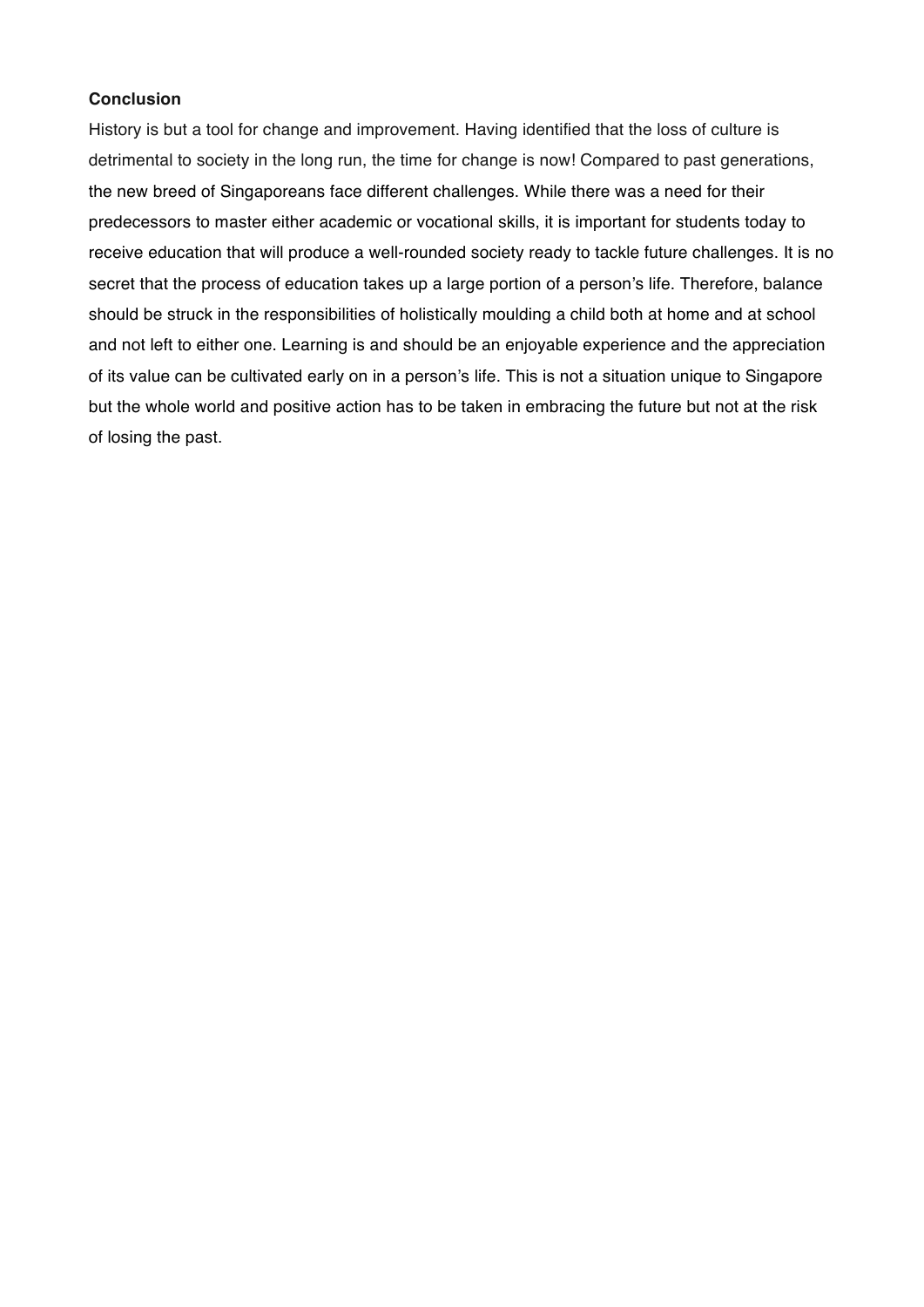**Conclusion**

History is but a tool for change and improvement. Having identified that the loss of culture is detrimental to society in the long run, the time for change is now! Compared to past generations, the new breed of Singaporeans face different challenges. While there was a need for their predecessors to master either academic or vocational skills, it is important for students today to receive education that will produce a well-rounded society ready to tackle future challenges. It is no secret that the process of education takes up a large portion of a person's life. Therefore, balance should be struck in the responsibilities of holistically moulding a child both at home and at school and not left to either one. Learning is and should be an enjoyable experience and the appreciation of its value can be cultivated early on in a person's life. This is not a situation unique to Singapore but the whole world and positive action has to be taken in embracing the future but not at the risk of losing the past.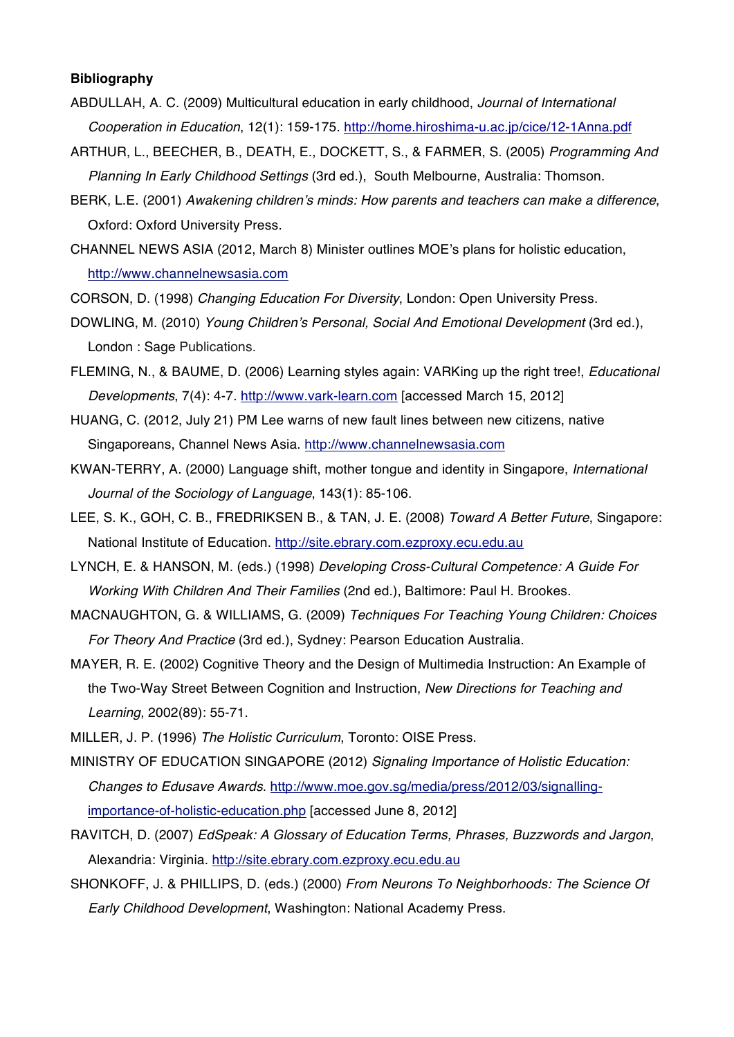**Bibliography**

ABDULLAH, A. C. (2009) Multicultural education in early childhood, *Journal of International Cooperation in Education*, 12(1): 159-175. http://home.hiroshima-u.ac.jp/cice/12-1Anna.pdf

ARTHUR, L., BEECHER, B., DEATH, E., DOCKETT, S., & FARMER, S. (2005) *Programming And Planning In Early Childhood Settings* (3rd ed.), South Melbourne, Australia: Thomson.

BERK, L.E. (2001) *Awakening children's minds: How parents and teachers can make a difference*, Oxford: Oxford University Press.

CHANNEL NEWS ASIA (2012, March 8) Minister outlines MOE's plans for holistic education, http://www.channelnewsasia.com

CORSON, D. (1998) *Changing Education For Diversity*, London: Open University Press.

DOWLING, M. (2010) *Young Children's Personal, Social And Emotional Development* (3rd ed.), London : Sage Publications.

FLEMING, N., & BAUME, D. (2006) Learning styles again: VARKing up the right tree!, *Educational Developments*, 7(4): 4-7. http://www.vark-learn.com [accessed March 15, 2012]

HUANG, C. (2012, July 21) PM Lee warns of new fault lines between new citizens, native Singaporeans, Channel News Asia. http://www.channelnewsasia.com

KWAN-TERRY, A. (2000) Language shift, mother tongue and identity in Singapore, *International Journal of the Sociology of Language*, 143(1): 85-106.

LEE, S. K., GOH, C. B., FREDRIKSEN B., & TAN, J. E. (2008) *Toward A Better Future*, Singapore: National Institute of Education. http://site.ebrary.com.ezproxy.ecu.edu.au

LYNCH, E. & HANSON, M. (eds.) (1998) *Developing Cross-Cultural Competence: A Guide For Working With Children And Their Families* (2nd ed.), Baltimore: Paul H. Brookes.

MACNAUGHTON, G. & WILLIAMS, G. (2009) *Techniques For Teaching Young Children: Choices For Theory And Practice* (3rd ed.), Sydney: Pearson Education Australia.

MAYER, R. E. (2002) Cognitive Theory and the Design of Multimedia Instruction: An Example of the Two-Way Street Between Cognition and Instruction, *New Directions for Teaching and Learning*, 2002(89): 55-71.

MILLER, J. P. (1996) *The Holistic Curriculum*, Toronto: OISE Press.

MINISTRY OF EDUCATION SINGAPORE (2012) *Signaling Importance of Holistic Education: Changes to Edusave Awards*. http://www.moe.gov.sg/media/press/2012/03/signalling-importance-of-holistic-education.php [accessed June 8, 2012]

RAVITCH, D. (2007) *EdSpeak: A Glossary of Education Terms, Phrases, Buzzwords and Jargon*, Alexandria: Virginia. http://site.ebrary.com.ezproxy.ecu.edu.au

SHONKOFF, J. & PHILLIPS, D. (eds.) (2000) *From Neurons To Neighborhoods: The Science Of Early Childhood Development*, Washington: National Academy Press.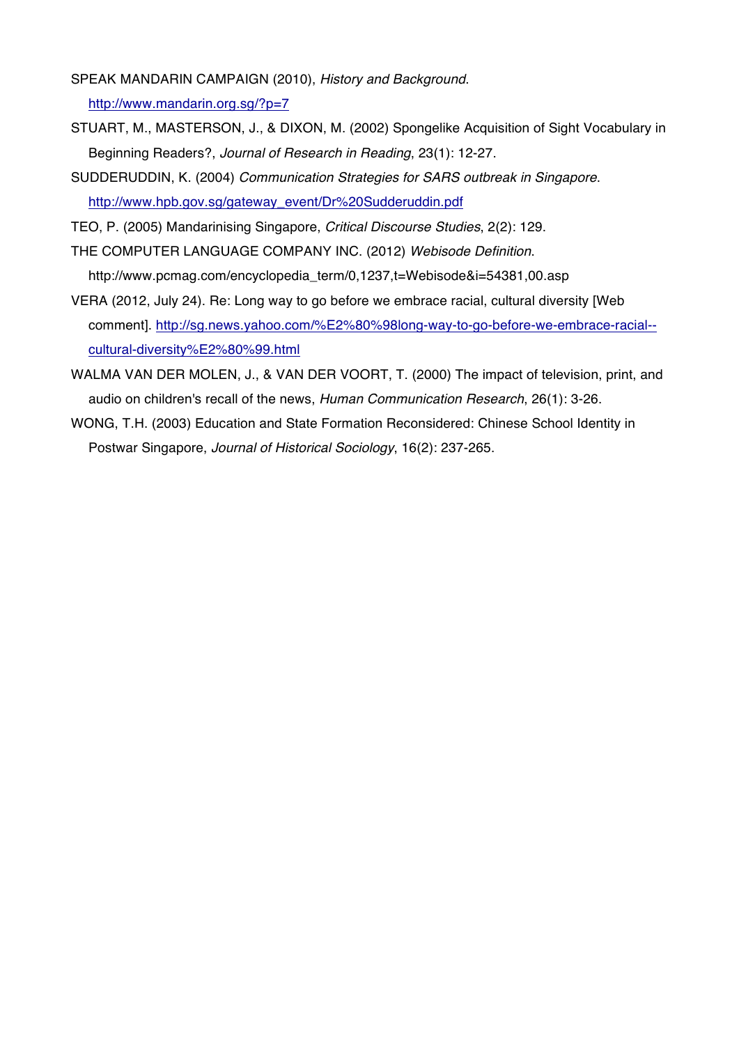SPEAK MANDARIN CAMPAIGN (2010), *History and Background*. http://www.mandarin.org.sg/?p=7

STUART, M., MASTERSON, J., & DIXON, M. (2002) Spongelike Acquisition of Sight Vocabulary in Beginning Readers?, *Journal of Research in Reading*, 23(1): 12-27.

SUDDERUDDIN, K. (2004) *Communication Strategies for SARS outbreak in Singapore*. http://www.hpb.gov.sg/gateway_event/Dr%20Sudderuddin.pdf

TEO, P. (2005) Mandarinising Singapore, *Critical Discourse Studies*, 2(2): 129.

THE COMPUTER LANGUAGE COMPANY INC. (2012) *Webisode Definition*. http://www.pcmag.com/encyclopedia_term/0,1237,t=Webisode&i=54381,00.asp

VERA (2012, July 24). Re: Long way to go before we embrace racial, cultural diversity [Web comment]. http://sg.news.yahoo.com/%E2%80%98long-way-to-go-before-we-embrace-racial--cultural-diversity%E2%80%99.html

WALMA VAN DER MOLEN, J., & VAN DER VOORT, T. (2000) The impact of television, print, and audio on children's recall of the news, *Human Communication Research*, 26(1): 3-26.

WONG, T.H. (2003) Education and State Formation Reconsidered: Chinese School Identity in Postwar Singapore, *Journal of Historical Sociology*, 16(2): 237-265.